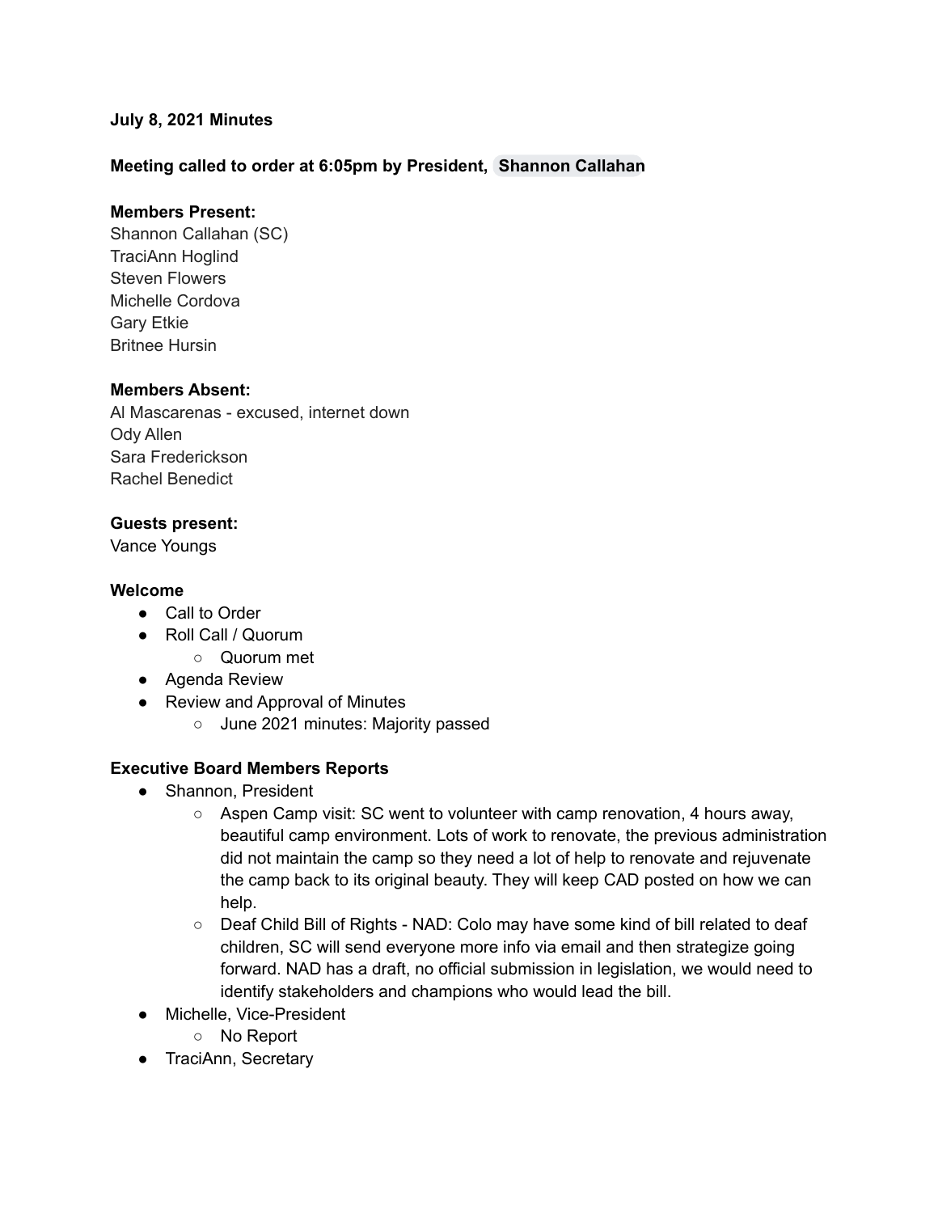**July 8, 2021 Minutes**

**Meeting called to order at 6:05pm by President, Shannon Callahan**

**Members Present:**
Shannon Callahan (SC)
TraciAnn Hoglind
Steven Flowers
Michelle Cordova
Gary Etkie
Britnee Hursin

**Members Absent:**
Al Mascarenas - excused, internet down
Ody Allen
Sara Frederickson
Rachel Benedict

**Guests present:**
Vance Youngs

**Welcome**

- Call to Order
- Roll Call / Quorum
  - Quorum met
- Agenda Review
- Review and Approval of Minutes
  - June 2021 minutes: Majority passed

**Executive Board Members Reports**

- Shannon, President
  - Aspen Camp visit: SC went to volunteer with camp renovation, 4 hours away, beautiful camp environment. Lots of work to renovate, the previous administration did not maintain the camp so they need a lot of help to renovate and rejuvenate the camp back to its original beauty. They will keep CAD posted on how we can help.
  - Deaf Child Bill of Rights - NAD: Colo may have some kind of bill related to deaf children, SC will send everyone more info via email and then strategize going forward. NAD has a draft, no official submission in legislation, we would need to identify stakeholders and champions who would lead the bill.
- Michelle, Vice-President
  - No Report
- TraciAnn, Secretary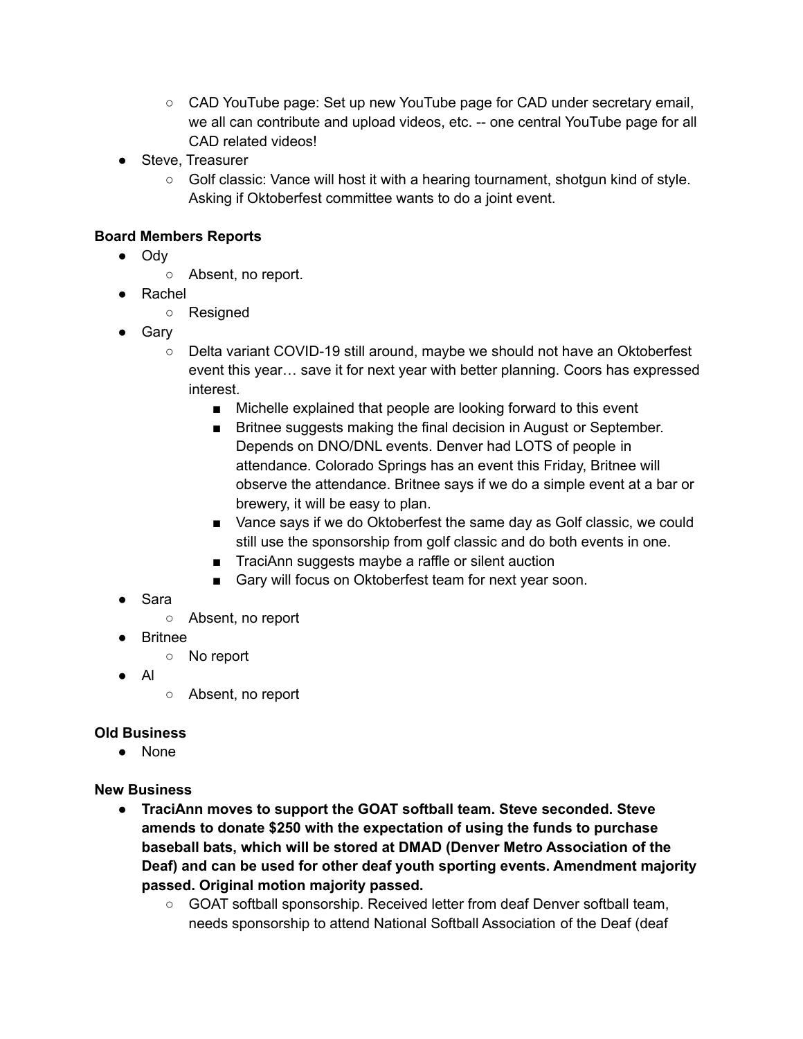- CAD YouTube page: Set up new YouTube page for CAD under secretary email, we all can contribute and upload videos, etc. -- one central YouTube page for all CAD related videos!
- Steve, Treasurer
    - Golf classic: Vance will host it with a hearing tournament, shotgun kind of style. Asking if Oktoberfest committee wants to do a joint event.

**Board Members Reports**

- Ody
    - Absent, no report.
- Rachel
    - Resigned
- Gary
    - Delta variant COVID-19 still around, maybe we should not have an Oktoberfest event this year… save it for next year with better planning. Coors has expressed interest.
        - Michelle explained that people are looking forward to this event
        - Britnee suggests making the final decision in August or September. Depends on DNO/DNL events. Denver had LOTS of people in attendance. Colorado Springs has an event this Friday, Britnee will observe the attendance. Britnee says if we do a simple event at a bar or brewery, it will be easy to plan.
        - Vance says if we do Oktoberfest the same day as Golf classic, we could still use the sponsorship from golf classic and do both events in one.
        - TraciAnn suggests maybe a raffle or silent auction
        - Gary will focus on Oktoberfest team for next year soon.
- Sara
    - Absent, no report
- Britnee
    - No report
- Al
    - Absent, no report

**Old Business**

- None

**New Business**

- **TraciAnn moves to support the GOAT softball team. Steve seconded. Steve amends to donate $250 with the expectation of using the funds to purchase baseball bats, which will be stored at DMAD (Denver Metro Association of the Deaf) and can be used for other deaf youth sporting events. Amendment majority passed. Original motion majority passed.**
    - GOAT softball sponsorship. Received letter from deaf Denver softball team, needs sponsorship to attend National Softball Association of the Deaf (deaf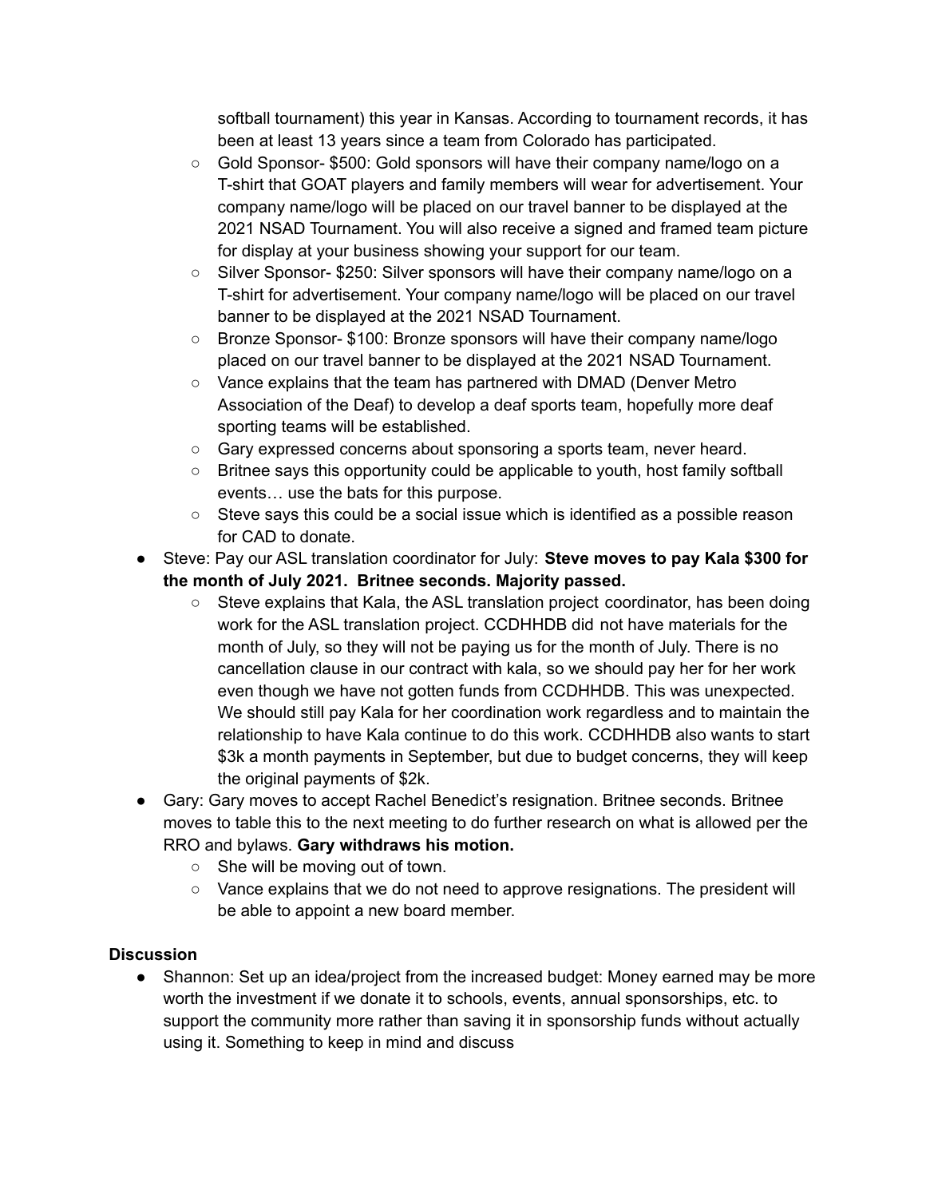softball tournament) this year in Kansas. According to tournament records, it has been at least 13 years since a team from Colorado has participated.
  - Gold Sponsor- $500: Gold sponsors will have their company name/logo on a T-shirt that GOAT players and family members will wear for advertisement. Your company name/logo will be placed on our travel banner to be displayed at the 2021 NSAD Tournament. You will also receive a signed and framed team picture for display at your business showing your support for our team.
  - Silver Sponsor- $250: Silver sponsors will have their company name/logo on a T-shirt for advertisement. Your company name/logo will be placed on our travel banner to be displayed at the 2021 NSAD Tournament.
  - Bronze Sponsor- $100: Bronze sponsors will have their company name/logo placed on our travel banner to be displayed at the 2021 NSAD Tournament.
  - Vance explains that the team has partnered with DMAD (Denver Metro Association of the Deaf) to develop a deaf sports team, hopefully more deaf sporting teams will be established.
  - Gary expressed concerns about sponsoring a sports team, never heard.
  - Britnee says this opportunity could be applicable to youth, host family softball events… use the bats for this purpose.
  - Steve says this could be a social issue which is identified as a possible reason for CAD to donate.
- Steve: Pay our ASL translation coordinator for July: **Steve moves to pay Kala $300 for the month of July 2021. Britnee seconds. Majority passed.**
  - Steve explains that Kala, the ASL translation project coordinator, has been doing work for the ASL translation project. CCDHHDB did not have materials for the month of July, so they will not be paying us for the month of July. There is no cancellation clause in our contract with kala, so we should pay her for her work even though we have not gotten funds from CCDHHDB. This was unexpected. We should still pay Kala for her coordination work regardless and to maintain the relationship to have Kala continue to do this work. CCDHHDB also wants to start $3k a month payments in September, but due to budget concerns, they will keep the original payments of $2k.
- Gary: Gary moves to accept Rachel Benedict's resignation. Britnee seconds. Britnee moves to table this to the next meeting to do further research on what is allowed per the RRO and bylaws. **Gary withdraws his motion.**
  - She will be moving out of town.
  - Vance explains that we do not need to approve resignations. The president will be able to appoint a new board member.

**Discussion**

- Shannon: Set up an idea/project from the increased budget: Money earned may be more worth the investment if we donate it to schools, events, annual sponsorships, etc. to support the community more rather than saving it in sponsorship funds without actually using it. Something to keep in mind and discuss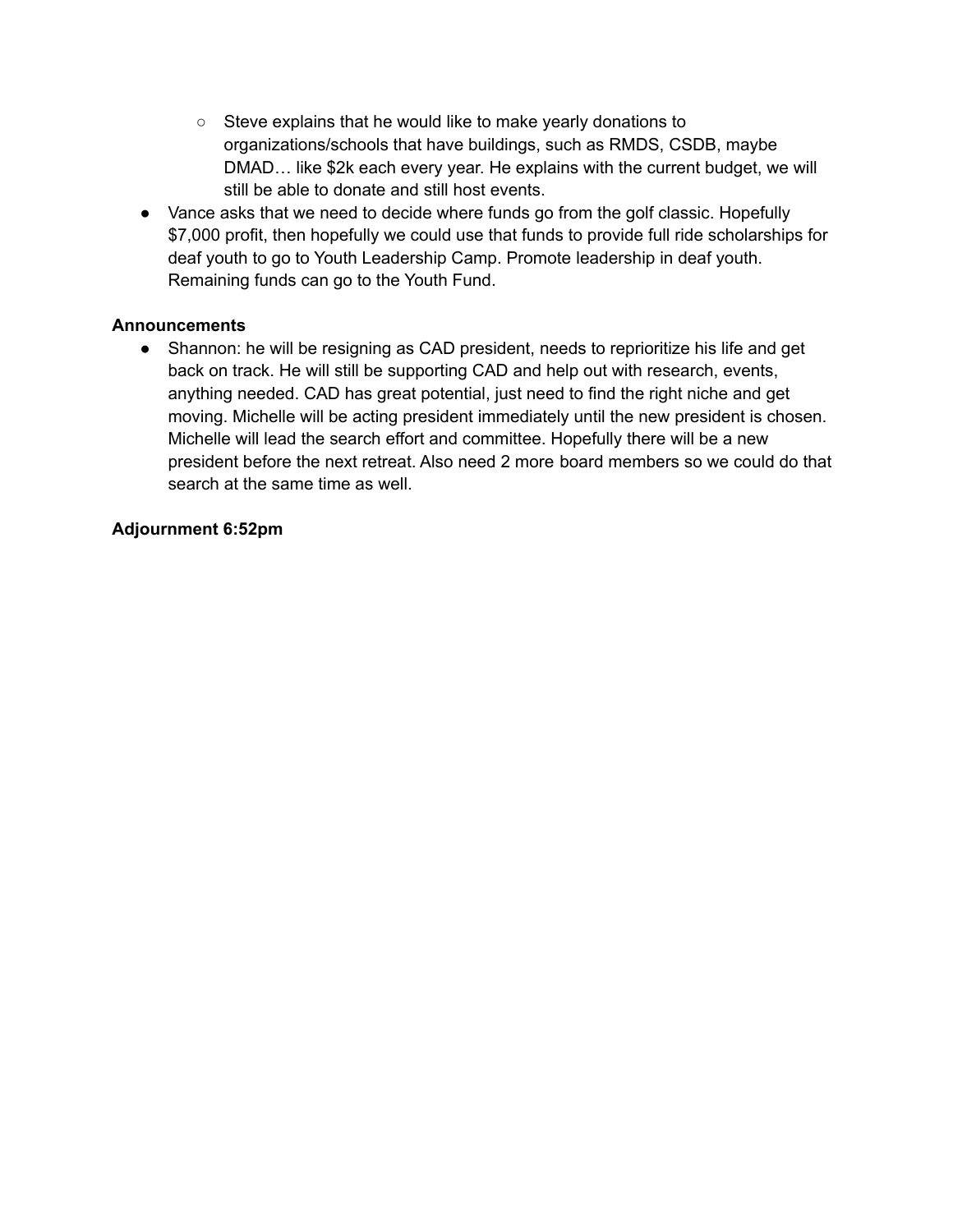- Steve explains that he would like to make yearly donations to organizations/schools that have buildings, such as RMDS, CSDB, maybe DMAD… like $2k each every year. He explains with the current budget, we will still be able to donate and still host events.
- Vance asks that we need to decide where funds go from the golf classic. Hopefully $7,000 profit, then hopefully we could use that funds to provide full ride scholarships for deaf youth to go to Youth Leadership Camp. Promote leadership in deaf youth. Remaining funds can go to the Youth Fund.

**Announcements**

- Shannon: he will be resigning as CAD president, needs to reprioritize his life and get back on track. He will still be supporting CAD and help out with research, events, anything needed. CAD has great potential, just need to find the right niche and get moving. Michelle will be acting president immediately until the new president is chosen. Michelle will lead the search effort and committee. Hopefully there will be a new president before the next retreat. Also need 2 more board members so we could do that search at the same time as well.

**Adjournment 6:52pm**